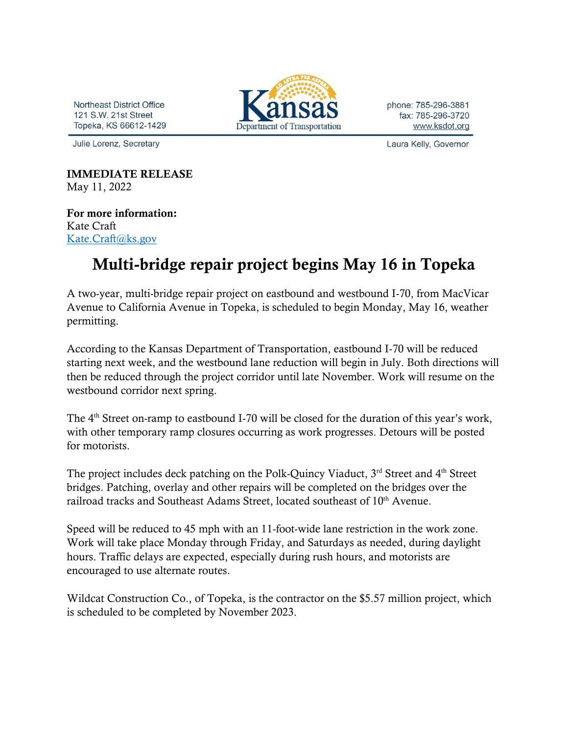Northeast District Office
121 S.W. 21st Street
Topeka, KS 66612-1429

Kansas Department of Transportation

phone: 785-296-3881
fax: 785-296-3720
www.ksdot.org

Julie Lorenz, Secretary

Laura Kelly, Governor

**IMMEDIATE RELEASE**
May 11, 2022

**For more information:**
Kate Craft
Kate.Craft@ks.gov

# Multi-bridge repair project begins May 16 in Topeka

A two-year, multi-bridge repair project on eastbound and westbound I-70, from MacVicar Avenue to California Avenue in Topeka, is scheduled to begin Monday, May 16, weather permitting.

According to the Kansas Department of Transportation, eastbound I-70 will be reduced starting next week, and the westbound lane reduction will begin in July. Both directions will then be reduced through the project corridor until late November. Work will resume on the westbound corridor next spring.

The 4th Street on-ramp to eastbound I-70 will be closed for the duration of this year's work, with other temporary ramp closures occurring as work progresses. Detours will be posted for motorists.

The project includes deck patching on the Polk-Quincy Viaduct, 3rd Street and 4th Street bridges. Patching, overlay and other repairs will be completed on the bridges over the railroad tracks and Southeast Adams Street, located southeast of 10th Avenue.

Speed will be reduced to 45 mph with an 11-foot-wide lane restriction in the work zone. Work will take place Monday through Friday, and Saturdays as needed, during daylight hours. Traffic delays are expected, especially during rush hours, and motorists are encouraged to use alternate routes.

Wildcat Construction Co., of Topeka, is the contractor on the $5.57 million project, which is scheduled to be completed by November 2023.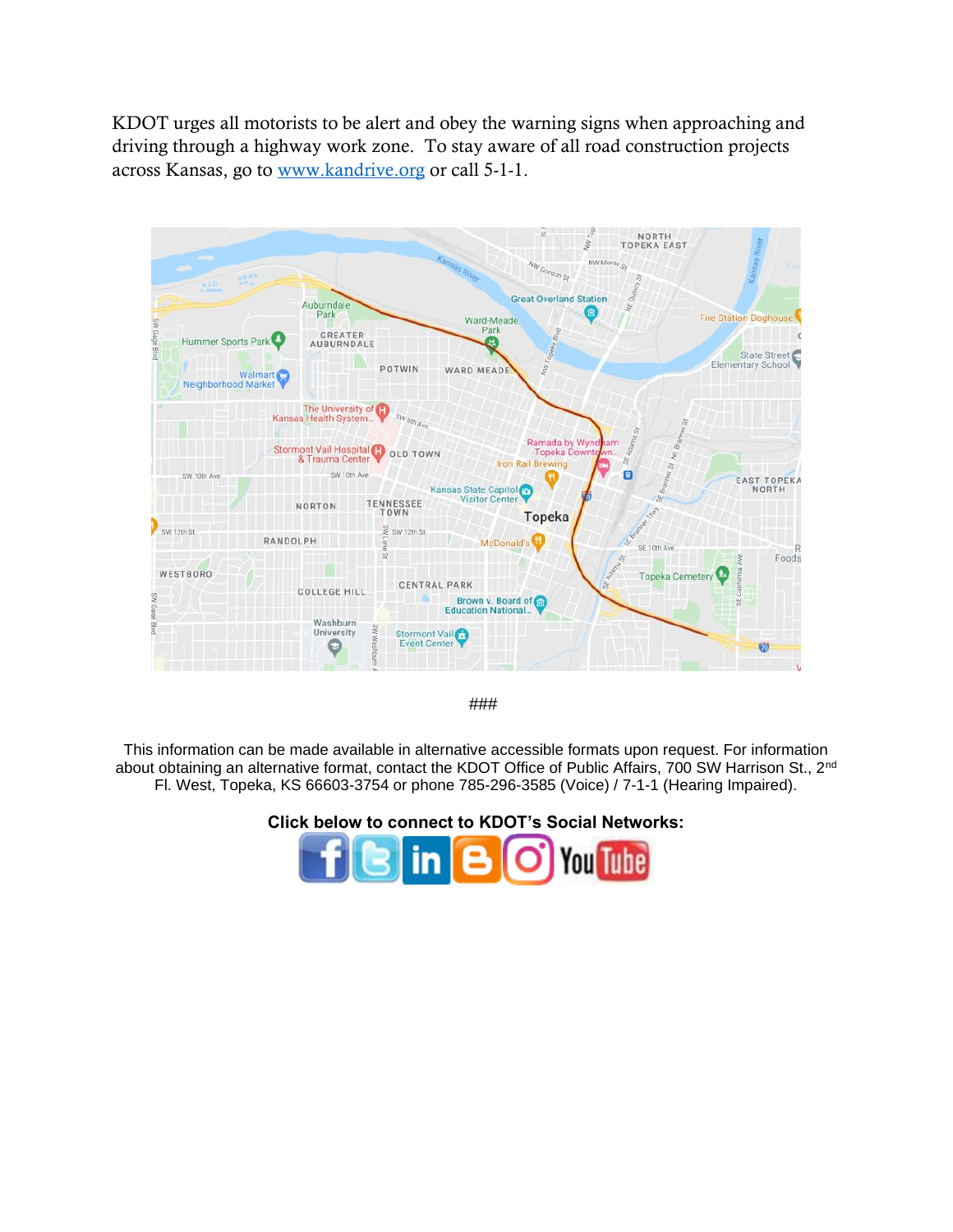KDOT urges all motorists to be alert and obey the warning signs when approaching and driving through a highway work zone. To stay aware of all road construction projects across Kansas, go to [www.kandrive.org](http://www.kandrive.org) or call 5-1-1.

###

This information can be made available in alternative accessible formats upon request. For information about obtaining an alternative format, contact the KDOT Office of Public Affairs, 700 SW Harrison St., 2nd Fl. West, Topeka, KS 66603-3754 or phone 785-296-3585 (Voice) / 7-1-1 (Hearing Impaired).

**Click below to connect to KDOT's Social Networks:**